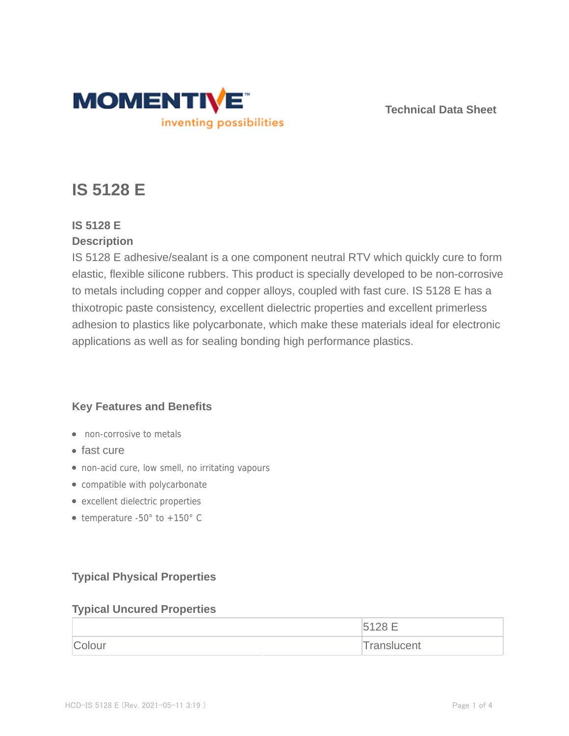Technical Data Sheet

# IS 5128 E

### IS 5128 E

### Description

IS 5128 E adhesive/sealant is a one component neutral RTV which quickly cure to form elastic, flexible silicone rubbers. This product is specially developed to be non-corrosive to metals including copper and copper alloys, coupled with fast cure. IS 5128 E has a thixotropic paste consistency, excellent dielectric properties and excellent primerless adhesion to plastics like polycarbonate, which make these materials ideal for electronic applications as well as for sealing bonding high performance plastics.

## Key Features and Benefits

- non-corrosive to metals
- fast cure
- non-acid cure, low smell, no irritating vapours
- compatible with polycarbonate
- excellent dielectric properties
- temperature -50° to +150° C

## Typical Physical Properties

### Typical Uncured Properties

| | 5128 E |
|---|---|
| Colour | Translucent |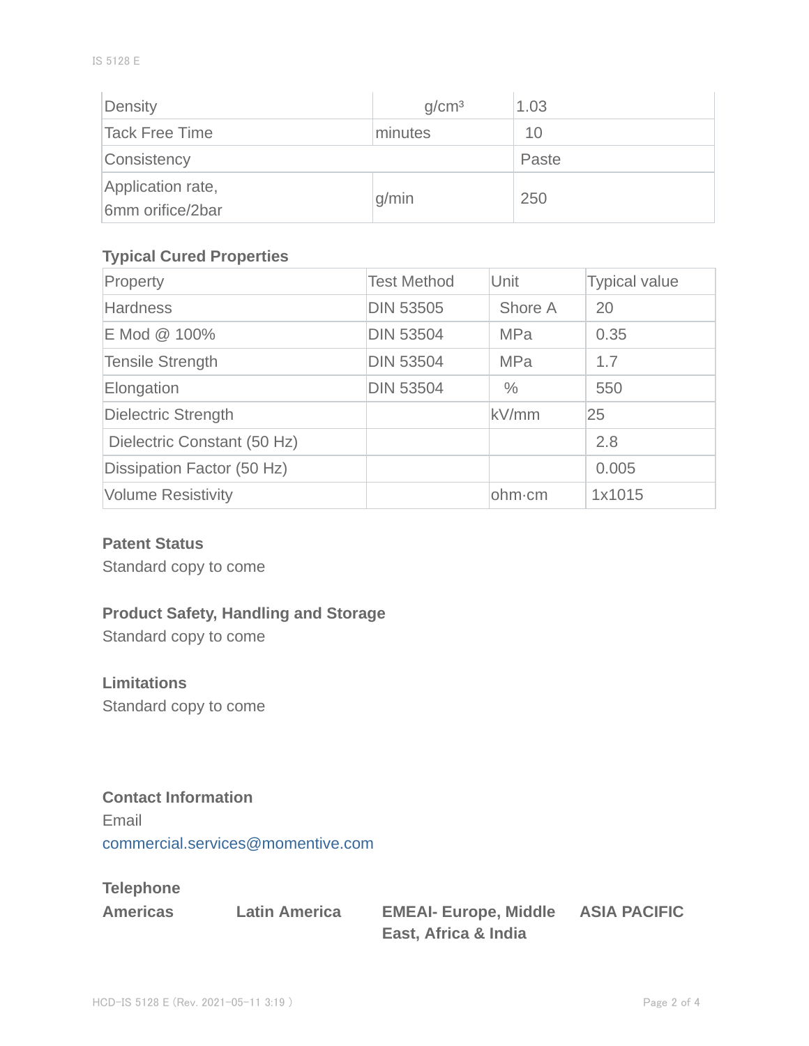| Density | g/cm³ | 1.03 |
|---|---|---|
| Tack Free Time | minutes | 10 |
| Consistency | | Paste |
| Application rate, 6mm orifice/2bar | g/min | 250 |

### Typical Cured Properties

| Property | Test Method | Unit | Typical value |
|---|---|---|---|
| Hardness | DIN 53505 | Shore A | 20 |
| E Mod @ 100% | DIN 53504 | MPa | 0.35 |
| Tensile Strength | DIN 53504 | MPa | 1.7 |
| Elongation | DIN 53504 | % | 550 |
| Dielectric Strength | | kV/mm | 25 |
| Dielectric Constant (50 Hz) | | | 2.8 |
| Dissipation Factor (50 Hz) | | | 0.005 |
| Volume Resistivity | | ohm·cm | 1x1015 |

### Patent Status

Standard copy to come

### Product Safety, Handling and Storage

Standard copy to come

### Limitations

Standard copy to come

### Contact Information

Email

commercial.services@momentive.com

### Telephone

| Americas | Latin America | EMEAI- Europe, Middle East, Africa & India | ASIA PACIFIC |
|---|---|---|---|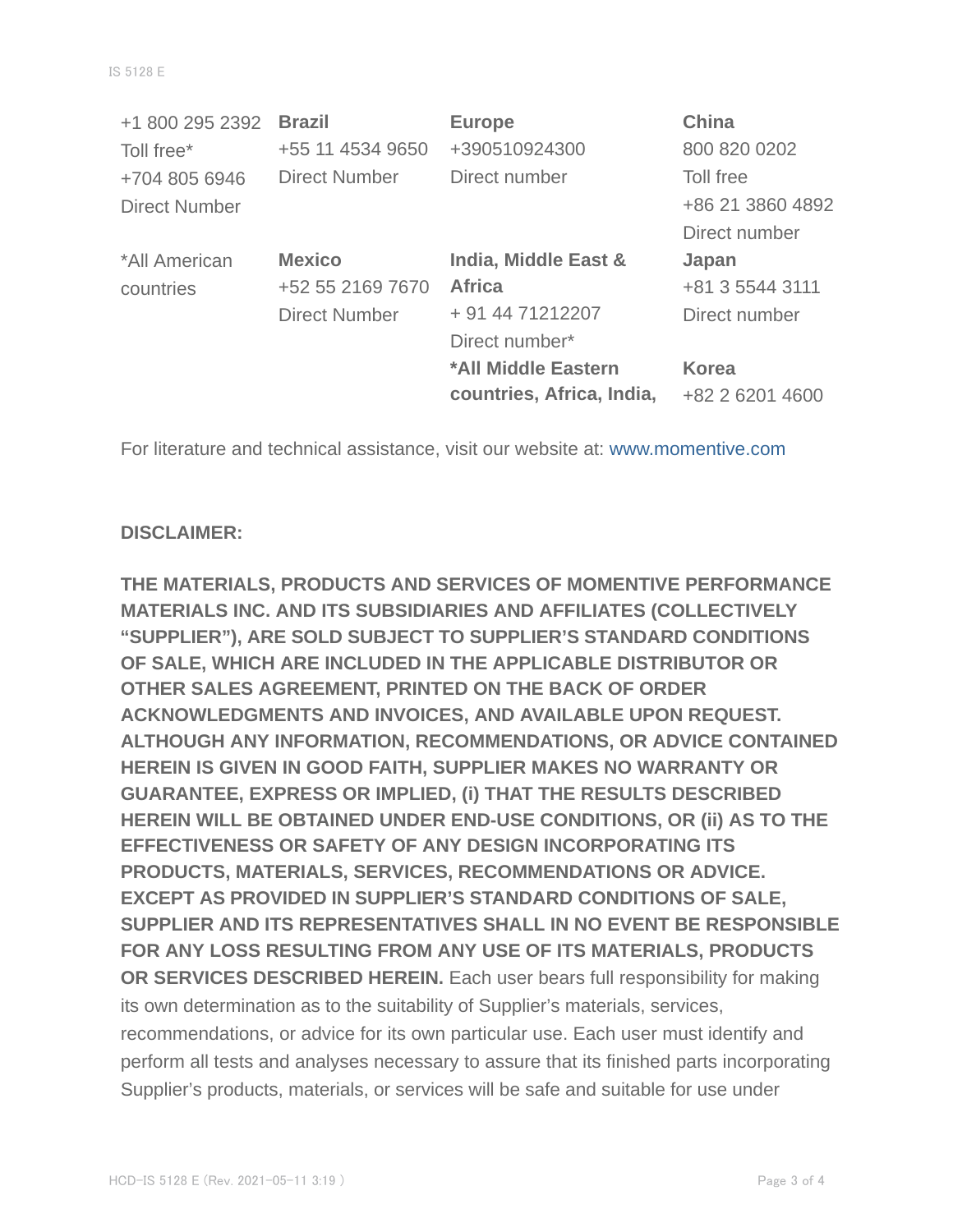| +1 800 295 2392 Toll free* +704 805 6946 Direct Number | **Brazil** +55 11 4534 9650 Direct Number | **Europe** +390510924300 Direct number | **China** 800 820 0202 Toll free +86 21 3860 4892 Direct number |
|---|---|---|---|
| *All American countries | **Mexico** +52 55 2169 7670 Direct Number | **India, Middle East & Africa** + 91 44 71212207 Direct number* | **Japan** +81 3 5544 3111 Direct number |
| | | ***All Middle Eastern countries, Africa, India,** | **Korea** +82 2 6201 4600 |

For literature and technical assistance, visit our website at: www.momentive.com

**DISCLAIMER:**

**THE MATERIALS, PRODUCTS AND SERVICES OF MOMENTIVE PERFORMANCE MATERIALS INC. AND ITS SUBSIDIARIES AND AFFILIATES (COLLECTIVELY "SUPPLIER"), ARE SOLD SUBJECT TO SUPPLIER'S STANDARD CONDITIONS OF SALE, WHICH ARE INCLUDED IN THE APPLICABLE DISTRIBUTOR OR OTHER SALES AGREEMENT, PRINTED ON THE BACK OF ORDER ACKNOWLEDGMENTS AND INVOICES, AND AVAILABLE UPON REQUEST. ALTHOUGH ANY INFORMATION, RECOMMENDATIONS, OR ADVICE CONTAINED HEREIN IS GIVEN IN GOOD FAITH, SUPPLIER MAKES NO WARRANTY OR GUARANTEE, EXPRESS OR IMPLIED, (i) THAT THE RESULTS DESCRIBED HEREIN WILL BE OBTAINED UNDER END-USE CONDITIONS, OR (ii) AS TO THE EFFECTIVENESS OR SAFETY OF ANY DESIGN INCORPORATING ITS PRODUCTS, MATERIALS, SERVICES, RECOMMENDATIONS OR ADVICE. EXCEPT AS PROVIDED IN SUPPLIER'S STANDARD CONDITIONS OF SALE, SUPPLIER AND ITS REPRESENTATIVES SHALL IN NO EVENT BE RESPONSIBLE FOR ANY LOSS RESULTING FROM ANY USE OF ITS MATERIALS, PRODUCTS OR SERVICES DESCRIBED HEREIN.** Each user bears full responsibility for making its own determination as to the suitability of Supplier's materials, services, recommendations, or advice for its own particular use. Each user must identify and perform all tests and analyses necessary to assure that its finished parts incorporating Supplier's products, materials, or services will be safe and suitable for use under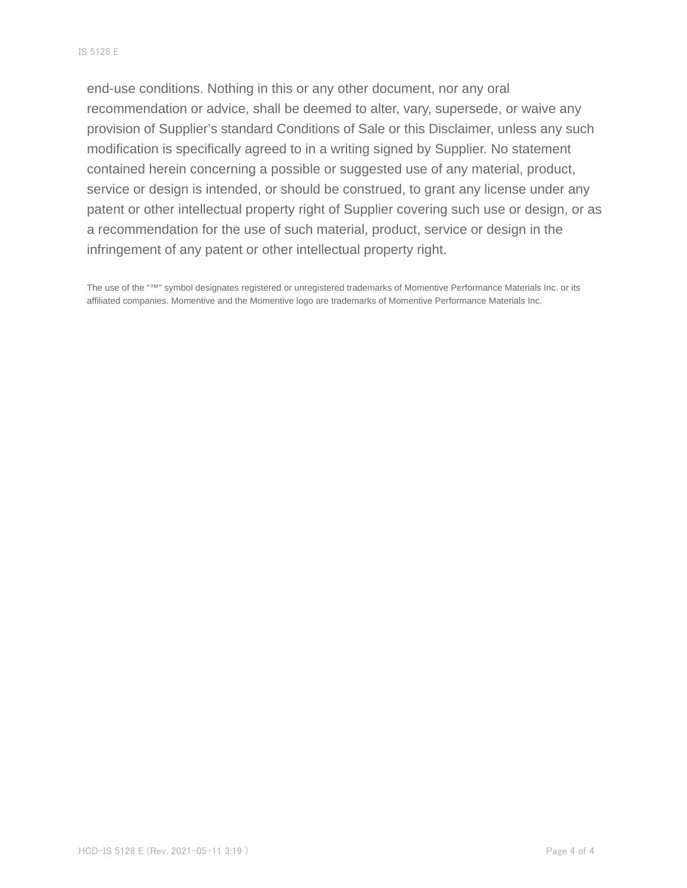end-use conditions. Nothing in this or any other document, nor any oral recommendation or advice, shall be deemed to alter, vary, supersede, or waive any provision of Supplier's standard Conditions of Sale or this Disclaimer, unless any such modification is specifically agreed to in a writing signed by Supplier. No statement contained herein concerning a possible or suggested use of any material, product, service or design is intended, or should be construed, to grant any license under any patent or other intellectual property right of Supplier covering such use or design, or as a recommendation for the use of such material, product, service or design in the infringement of any patent or other intellectual property right.

The use of the "™" symbol designates registered or unregistered trademarks of Momentive Performance Materials Inc. or its affiliated companies. Momentive and the Momentive logo are trademarks of Momentive Performance Materials Inc.